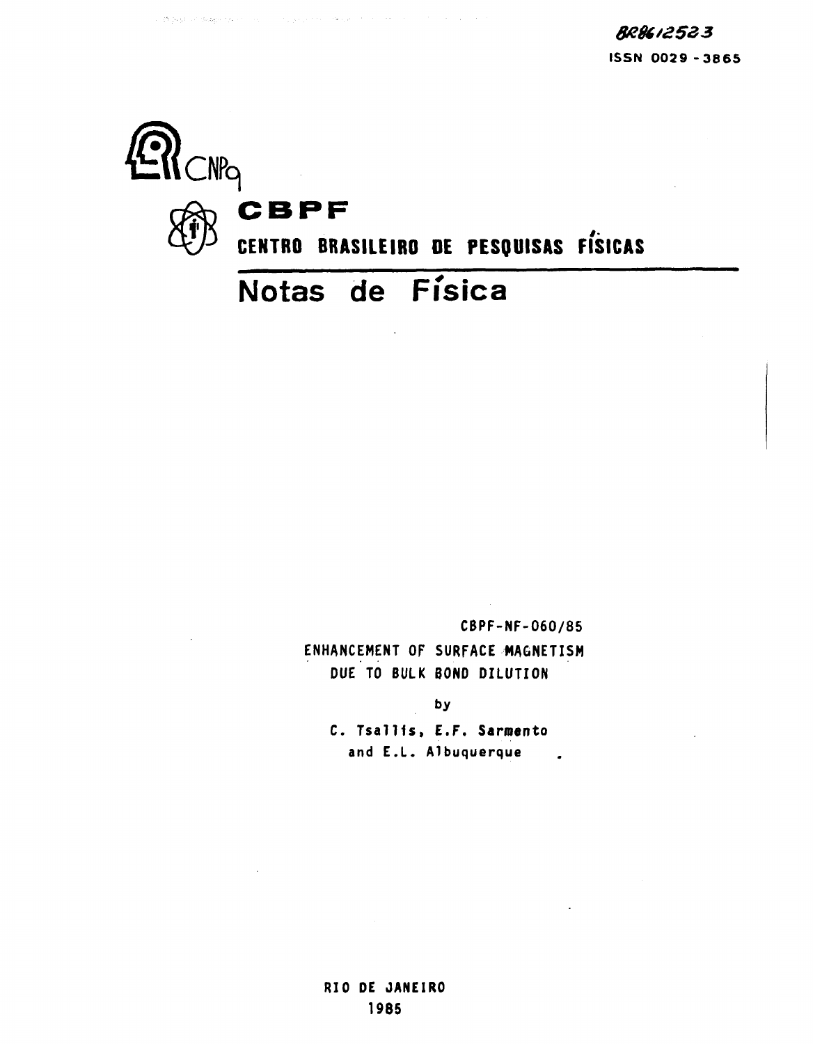BR8612523

ISSN 0029 - 3865

CNPq

# CBPF

## CENTRO BRASILEIRO DE PESQUISAS FÍSICAS

# Notas de Física

CBPF-NF-060/85

**ENHANCEMENT OF SURFACE MAGNETISM DUE TO BULK BOND DILUTION**

by

**C. Tsallis, E.F. Sarmento and E.L. Albuquerque**

RIO DE JANEIRO

1985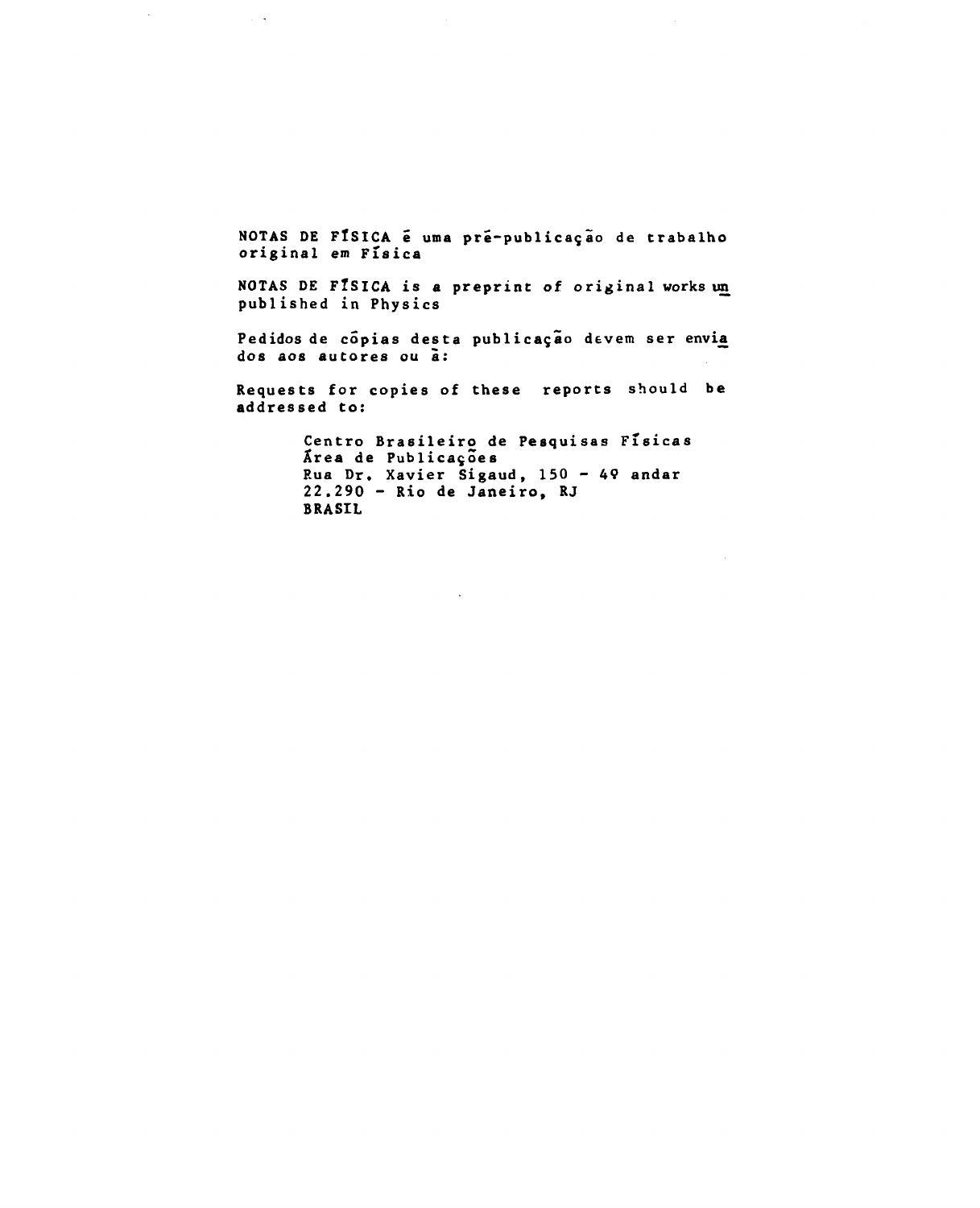NOTAS DE FÍSICA é uma pré-publicação de trabalho original em Física

NOTAS DE FÍSICA is a preprint of original works unpublished in Physics

Pedidos de cópias desta publicação devem ser enviados aos autores ou à:

Requests for copies of these reports should be addressed to:

Centro Brasileiro de Pesquisas Físicas
Área de Publicações
Rua Dr. Xavier Sigaud, 150 - 4º andar
22.290 - Rio de Janeiro, RJ
BRASIL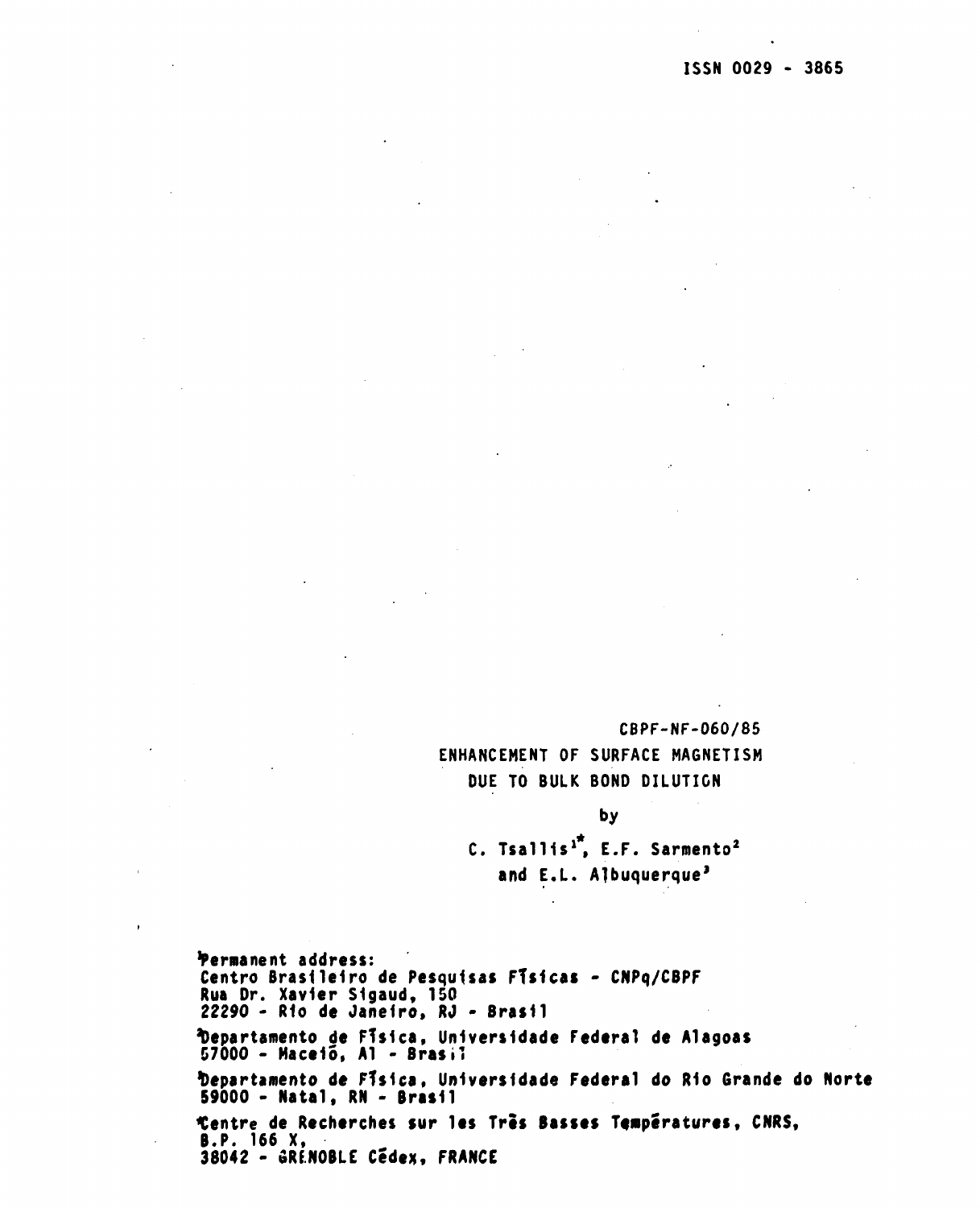ISSN 0029 - 3865

CBPF-NF-060/85

# ENHANCEMENT OF SURFACE MAGNETISM DUE TO BULK BOND DILUTION

by

C. Tsallis[1*], E.F. Sarmento[2] and E.L. Albuquerque[3]

[1]Permanent address:
Centro Brasileiro de Pesquisas Físicas - CNPq/CBPF
Rua Dr. Xavier Sigaud, 150
22290 - Rio de Janeiro, RJ - Brasil

[2]Departamento de Física, Universidade Federal de Alagoas
57000 - Maceió, Al - Brasil

[3]Departamento de Física, Universidade Federal do Rio Grande do Norte
59000 - Natal, RN - Brasil

[*]Centre de Recherches sur les Très Basses Températures, CNRS,
B.P. 166 X,
38042 - GRENOBLE Cédex, FRANCE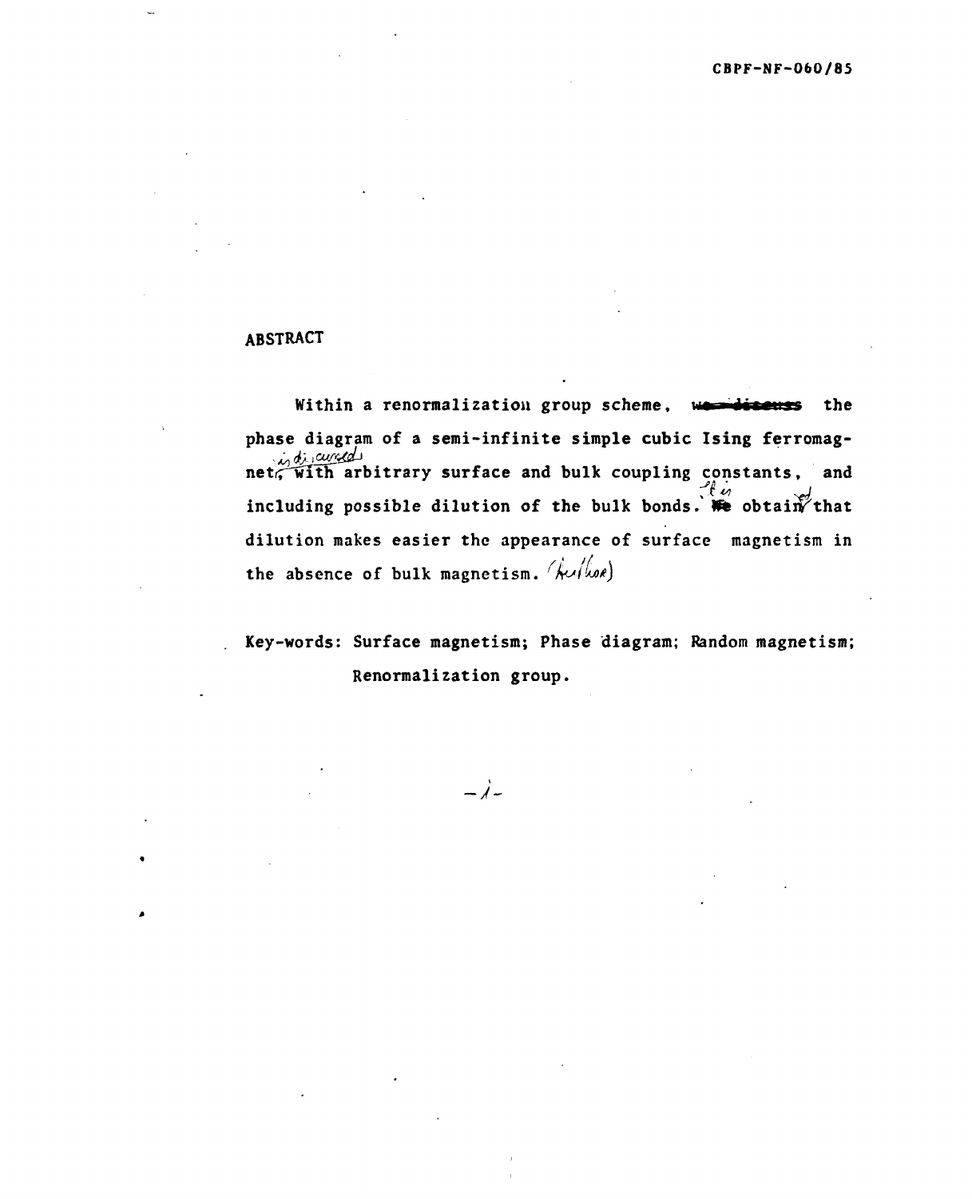## ABSTRACT

Within a renormalization group scheme, the phase diagram of a semi-infinite simple cubic Ising ferromagnet is discussed with arbitrary surface and bulk coupling constants, and including possible dilution of the bulk bonds. It is obtained that dilution makes easier the appearance of surface magnetism in the absence of bulk magnetism.

Key-words: Surface magnetism; Phase diagram; Random magnetism; Renormalization group.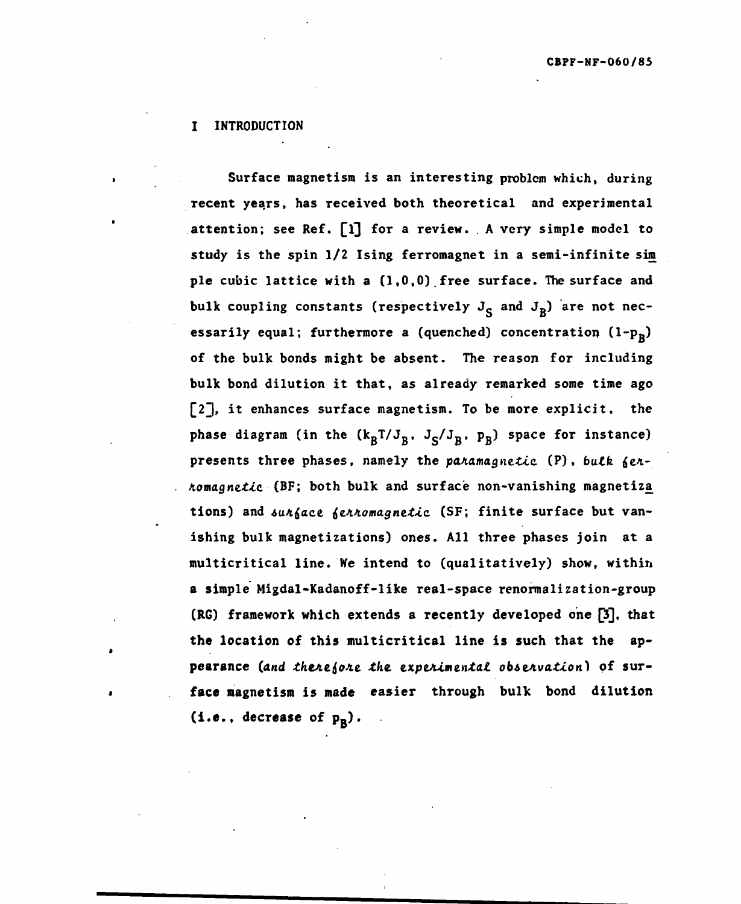# I INTRODUCTION

Surface magnetism is an interesting problem which, during recent years, has received both theoretical and experimental attention; see Ref. [1] for a review. A very simple model to study is the spin 1/2 Ising ferromagnet in a semi-infinite simple cubic lattice with a (1,0,0) free surface. The surface and bulk coupling constants (respectively $J_S$ and $J_B$) are not necessarily equal; furthermore a (quenched) concentration $(1-p_B)$ of the bulk bonds might be absent. The reason for including bulk bond dilution it that, as already remarked some time ago [2], it enhances surface magnetism. To be more explicit, the phase diagram (in the $(k_BT/J_B,\ J_S/J_B,\ p_B)$ space for instance) presents three phases, namely the *paramagnetic* (P), *bulk ferromagnetic* (BF; both bulk and surface non-vanishing magnetizations) and *surface ferromagnetic* (SF; finite surface but vanishing bulk magnetizations) ones. All three phases join at a multicritical line. We intend to (qualitatively) show, within a simple Migdal-Kadanoff-like real-space renormalization-group (RG) framework which extends a recently developed one [3], that the location of this multicritical line is such that the appearance (*and therefore the experimental observation*) of surface magnetism is made easier through bulk bond dilution (i.e., decrease of $p_B$).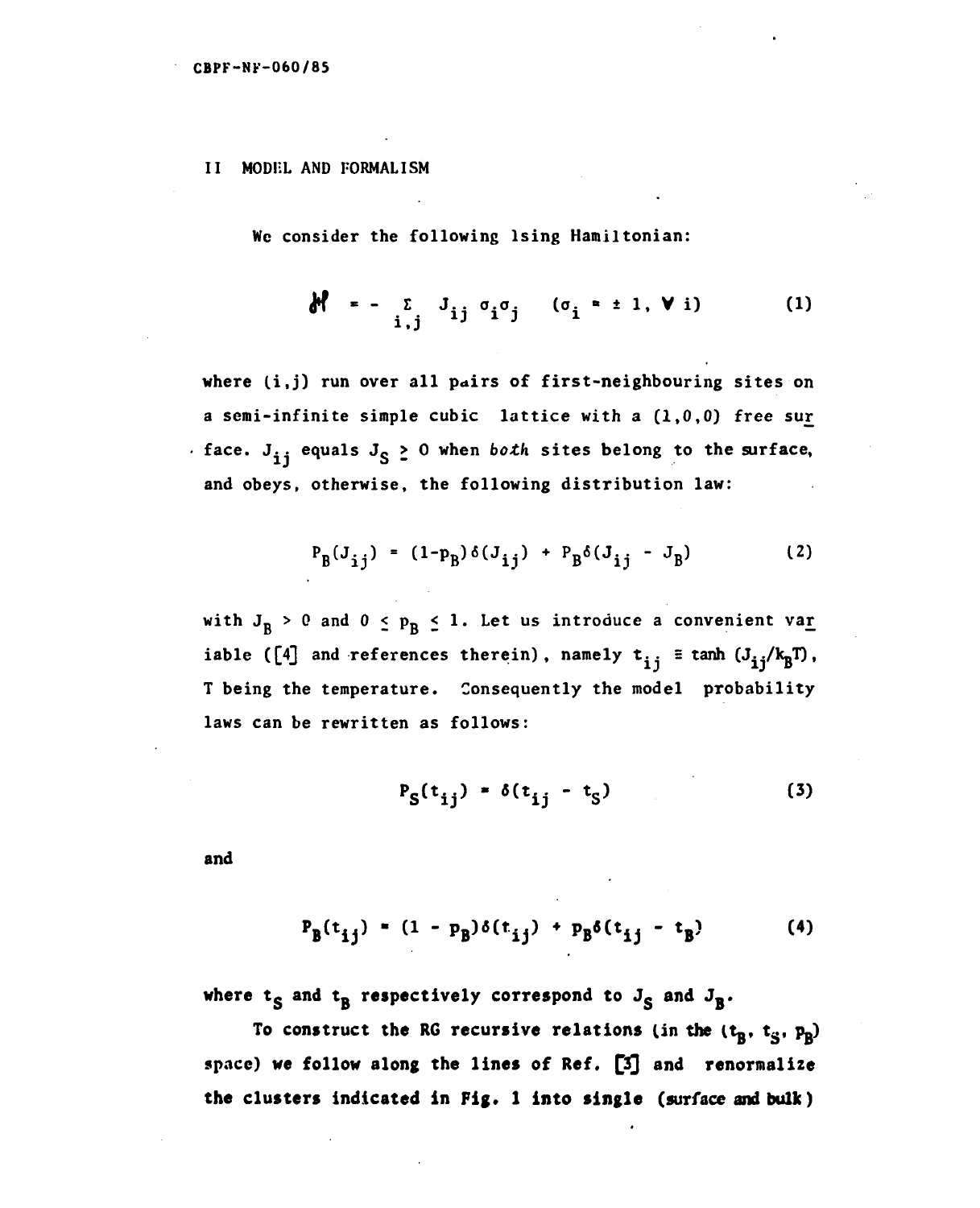## II MODEL AND FORMALISM

We consider the following Ising Hamiltonian:

$$\mathcal{H} = - \sum_{i,j} J_{ij} \sigma_i \sigma_j \quad (\sigma_i = \pm 1, \forall i) \tag{1}$$

where $(i,j)$ run over all pairs of first-neighbouring sites on a semi-infinite simple cubic lattice with a $(1,0,0)$ free surface. $J_{ij}$ equals $J_S \geq 0$ when *both* sites belong to the surface, and obeys, otherwise, the following distribution law:

$$P_B(J_{ij}) = (1-p_B)\delta(J_{ij}) + p_B \delta(J_{ij} - J_B) \tag{2}$$

with $J_B > 0$ and $0 \leq p_B \leq 1$. Let us introduce a convenient variable ([4] and references therein), namely $t_{ij} \equiv \tanh(J_{ij}/k_B T)$, $T$ being the temperature. Consequently the model probability laws can be rewritten as follows:

$$P_S(t_{ij}) = \delta(t_{ij} - t_S) \tag{3}$$

and

$$P_B(t_{ij}) = (1 - p_B)\delta(t_{ij}) + p_B \delta(t_{ij} - t_B) \tag{4}$$

where $t_S$ and $t_B$ respectively correspond to $J_S$ and $J_B$.

To construct the RG recursive relations (in the $(t_B, t_S, p_B)$ space) we follow along the lines of Ref. [3] and renormalize the clusters indicated in Fig. 1 into single (surface and bulk)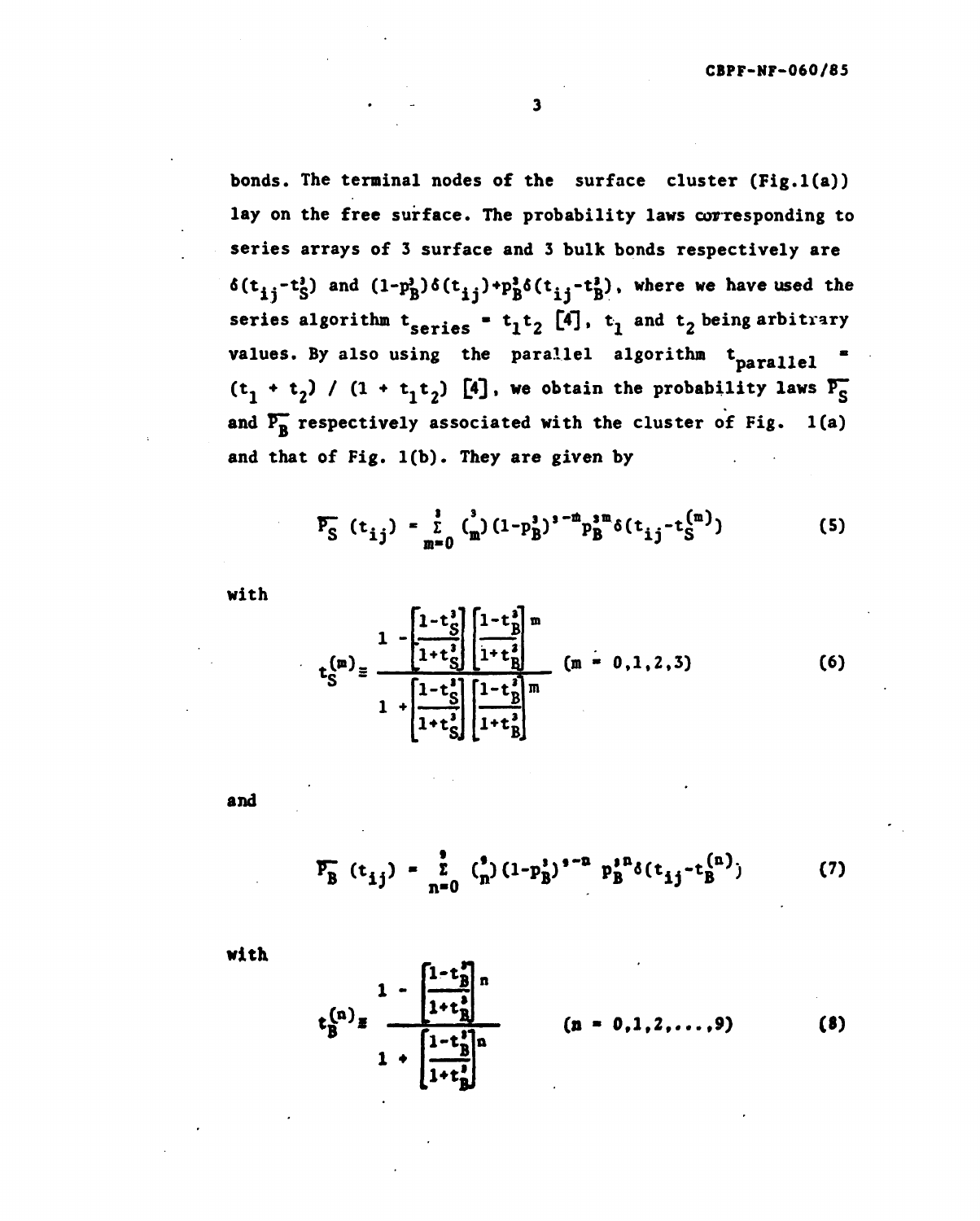bonds. The terminal nodes of the surface cluster (Fig.1(a)) lay on the free surface. The probability laws corresponding to series arrays of 3 surface and 3 bulk bonds respectively are $\delta(t_{ij}-t_S^3)$ and $(1-p_B^3)\delta(t_{ij})+p_B^3\delta(t_{ij}-t_B^3)$, where we have used the series algorithm $t_{series} = t_1 t_2$ [4], $t_1$ and $t_2$ being arbitrary values. By also using the parallel algorithm $t_{parallel} = (t_1 + t_2) / (1 + t_1 t_2)$ [4], we obtain the probability laws $\overline{P_S}$ and $\overline{P_B}$ respectively associated with the cluster of Fig. 1(a) and that of Fig. 1(b). They are given by

$$\overline{P_S}\,(t_{ij}) = \sum_{m=0}^{3} \binom{3}{m} (1-p_B^3)^{3-m} p_B^{3m} \delta(t_{ij}-t_S^{(m)}) \tag{5}$$

with

$$t_S^{(m)} \equiv \frac{1 - \left[\dfrac{1-t_S^3}{1+t_S^3}\right]\left[\dfrac{1-t_B^3}{1+t_B^3}\right]^m}{1 + \left[\dfrac{1-t_S^3}{1+t_S^3}\right]\left[\dfrac{1-t_B^3}{1+t_B^3}\right]^m} \quad (m = 0,1,2,3) \tag{6}$$

and

$$\overline{P_B}\,(t_{ij}) = \sum_{n=0}^{9} \binom{9}{n} (1-p_B^3)^{9-n} p_B^{3n} \delta(t_{ij}-t_B^{(n)}) \tag{7}$$

with

$$t_B^{(n)} \equiv \frac{1 - \left[\dfrac{1-t_B^3}{1+t_B^3}\right]^n}{1 + \left[\dfrac{1-t_B^3}{1+t_B^3}\right]^n} \quad (n = 0,1,2,\ldots,9) \tag{8}$$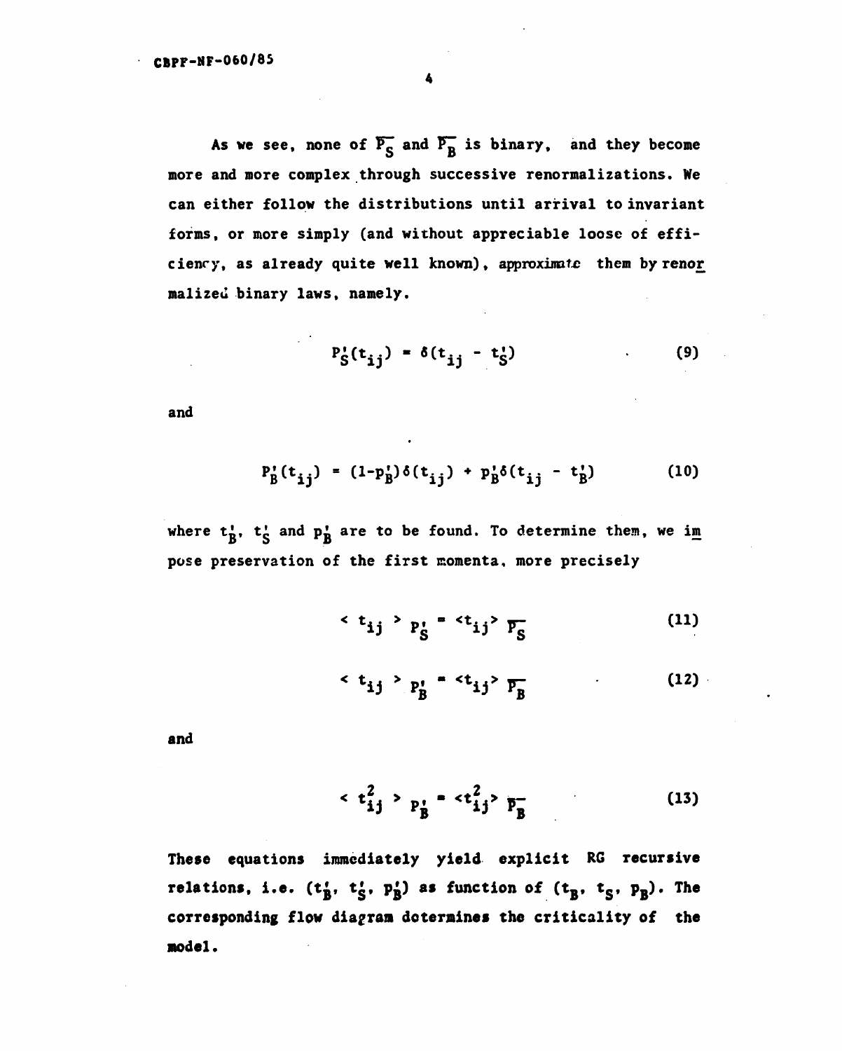As we see, none of $\overline{P_S}$ and $\overline{P_B}$ is binary, and they become more and more complex through successive renormalizations. We can either follow the distributions until arrival to invariant forms, or more simply (and without appreciable loose of efficiency, as already quite well known), approximate them by renormalized binary laws, namely.

$$P'_S(t_{ij}) = \delta(t_{ij} - t'_S) \tag{9}$$

and

$$P'_B(t_{ij}) = (1-p'_B)\delta(t_{ij}) + p'_B\delta(t_{ij} - t'_B) \tag{10}$$

where $t'_B$, $t'_S$ and $p'_B$ are to be found. To determine them, we impose preservation of the first momenta, more precisely

$$< t_{ij} >_{P'_S} = <t_{ij}>_{\overline{P_S}} \tag{11}$$

$$< t_{ij} >_{P'_B} = <t_{ij}>_{\overline{P_B}} \tag{12}$$

and

$$< t^2_{ij} >_{P'_B} = <t^2_{ij}>_{\overline{P_B}} \tag{13}$$

These equations immediately yield explicit RG recursive relations, i.e. $(t'_B, t'_S, p'_B)$ as function of $(t_B, t_S, p_B)$. The corresponding flow diagram determines the criticality of the model.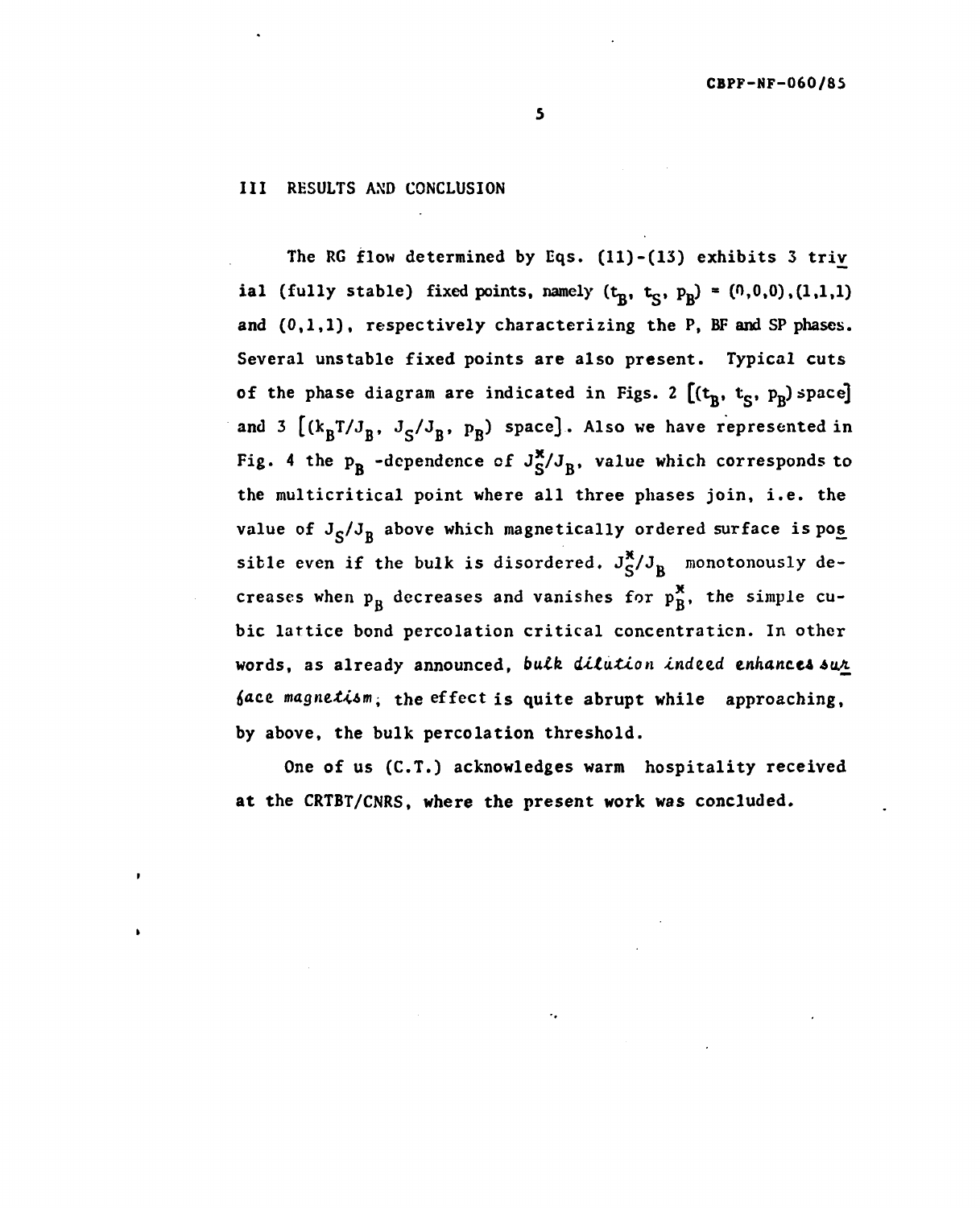## III RESULTS AND CONCLUSION

The RG flow determined by Eqs. (11)-(13) exhibits 3 trivial (fully stable) fixed points, namely $(t_B, t_S, p_B) = (0,0,0), (1,1,1)$ and $(0,1,1)$, respectively characterizing the P, BF and SP phases. Several unstable fixed points are also present. Typical cuts of the phase diagram are indicated in Figs. 2 $[(t_B, t_S, p_B)$ space$]$ and 3 $[(k_BT/J_B, J_S/J_B, p_B)$ space$]$. Also we have represented in Fig. 4 the $p_B$ -dependence of $J_S^*/J_B$, value which corresponds to the multicritical point where all three phases join, i.e. the value of $J_S/J_B$ above which magnetically ordered surface is possible even if the bulk is disordered. $J_S^*/J_B$ monotonously decreases when $p_B$ decreases and vanishes for $p_B^*$, the simple cubic lattice bond percolation critical concentration. In other words, as already announced, *bulk dilution indeed enhances surface magnetism*; the effect is quite abrupt while approaching, by above, the bulk percolation threshold.

One of us (C.T.) acknowledges warm hospitality received at the CRTBT/CNRS, where the present work was concluded.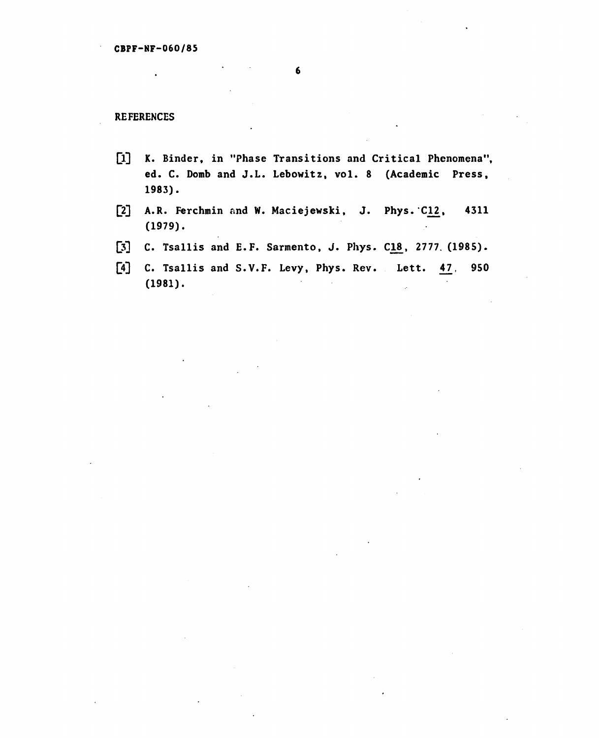## REFERENCES

[1] K. Binder, in "Phase Transitions and Critical Phenomena", ed. C. Domb and J.L. Lebowitz, vol. 8 (Academic Press, 1983).

[2] A.R. Ferchmin and W. Maciejewski, J. Phys. C12, 4311 (1979).

[3] C. Tsallis and E.F. Sarmento, J. Phys. C18, 2777 (1985).

[4] C. Tsallis and S.V.F. Levy, Phys. Rev. Lett. 47, 950 (1981).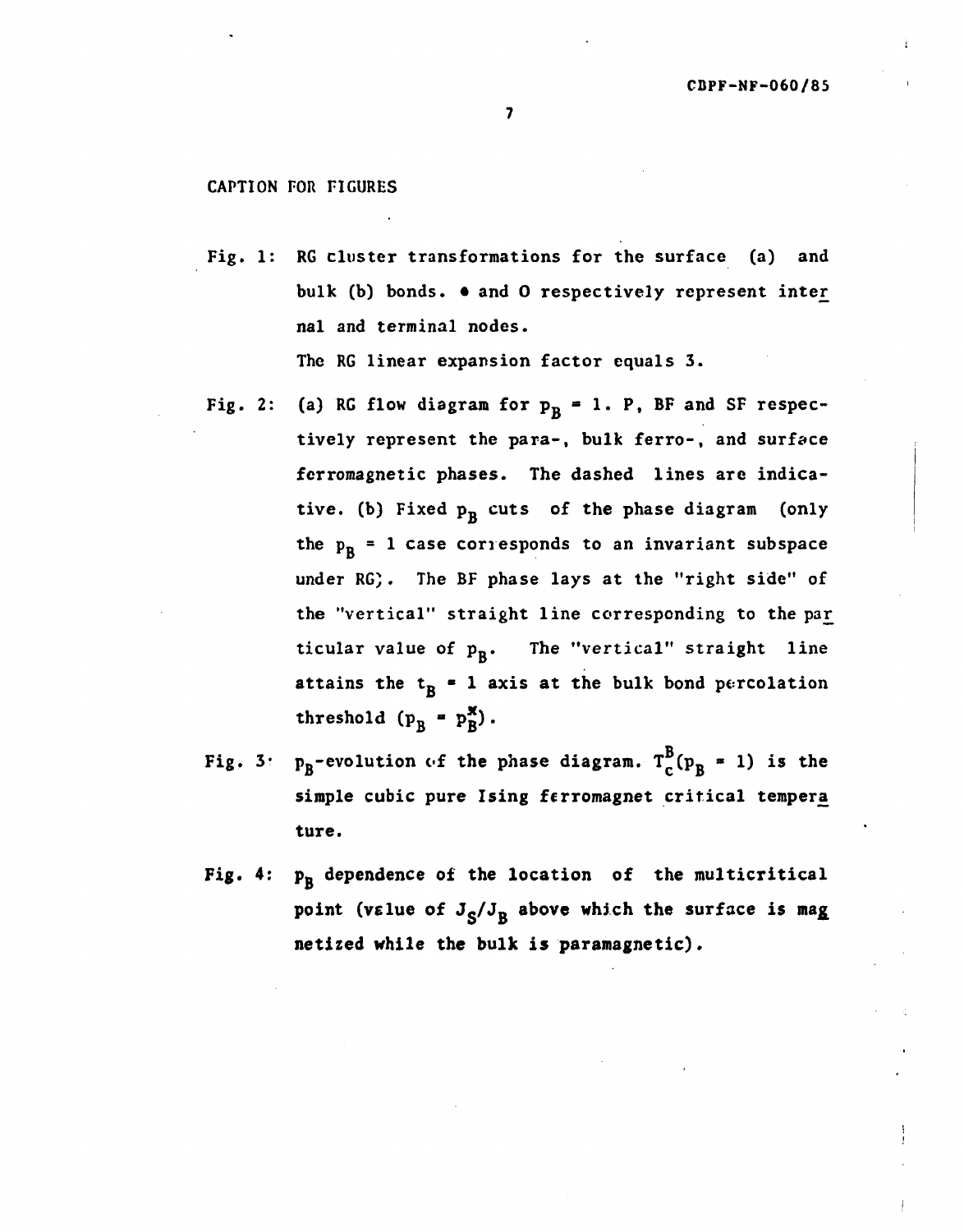## CAPTION FOR FIGURES

Fig. 1: RG cluster transformations for the surface (a) and bulk (b) bonds. • and O respectively represent internal and terminal nodes.
The RG linear expansion factor equals 3.

Fig. 2: (a) RG flow diagram for $p_B = 1$. P, BF and SF respectively represent the para-, bulk ferro-, and surface ferromagnetic phases. The dashed lines are indicative. (b) Fixed $p_B$ cuts of the phase diagram (only the $p_B = 1$ case corresponds to an invariant subspace under RG). The BF phase lays at the "right side" of the "vertical" straight line corresponding to the particular value of $p_B$. The "vertical" straight line attains the $t_B = 1$ axis at the bulk bond percolation threshold ($p_B = p_B^*$).

Fig. 3: $p_B$-evolution of the phase diagram. $T_c^B(p_B = 1)$ is the simple cubic pure Ising ferromagnet critical temperature.

Fig. 4: $p_B$ dependence of the location of the multicritical point (value of $J_S/J_B$ above which the surface is magnetized while the bulk is paramagnetic).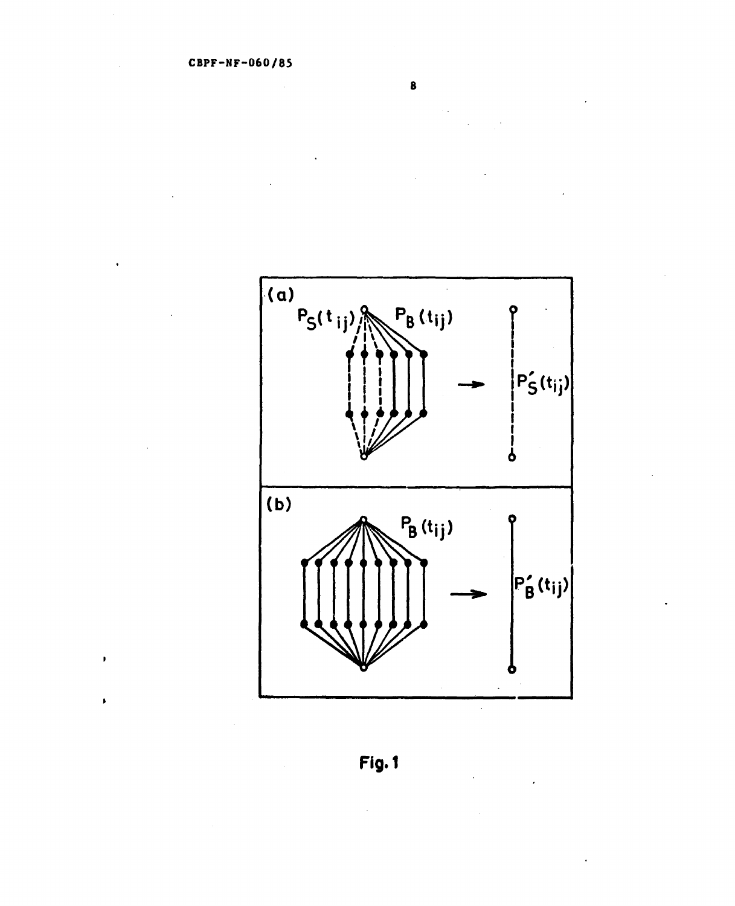(a)

$P_S(t_{ij})$ $P_B(t_{ij})$ → $P'_S(t_{ij})$

(b)

$P_B(t_{ij})$ → $P'_B(t_{ij})$

Fig. 1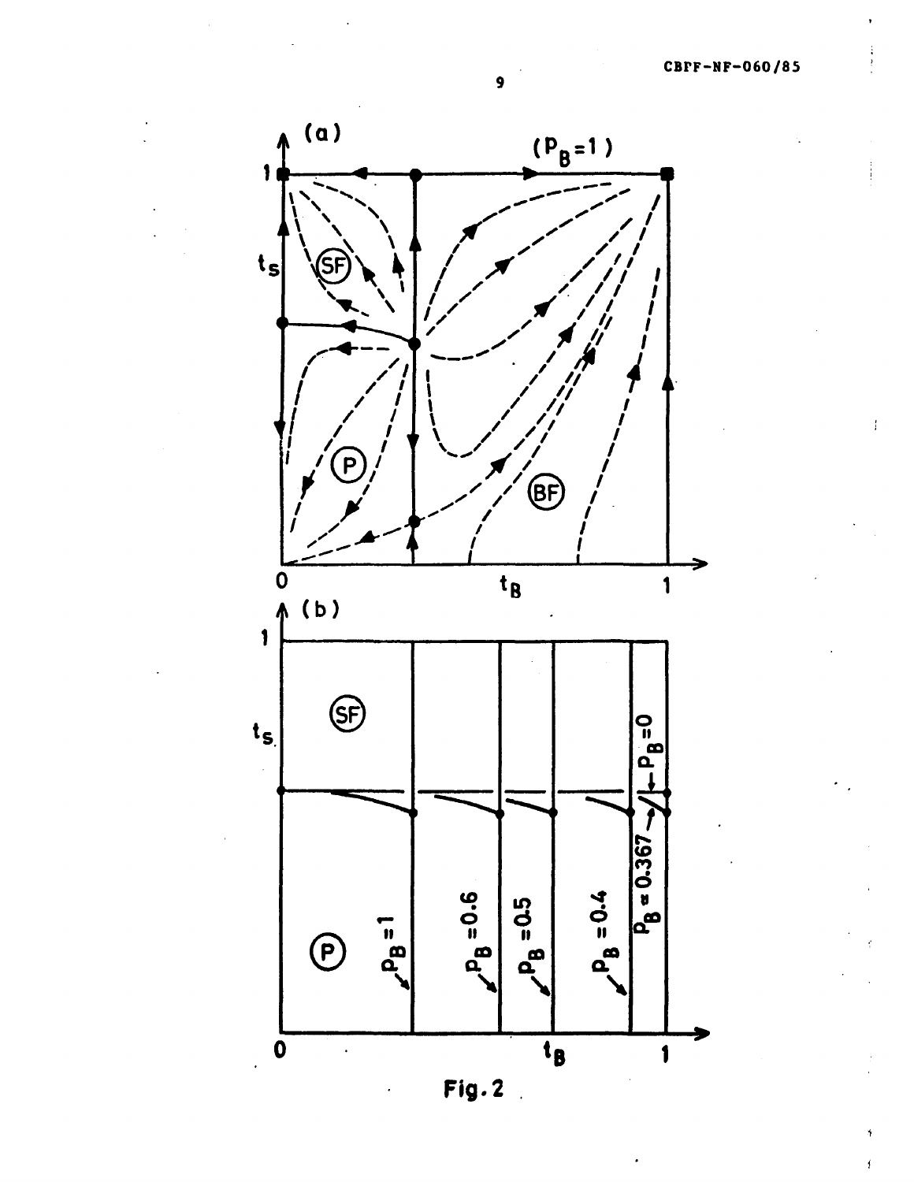Fig. 2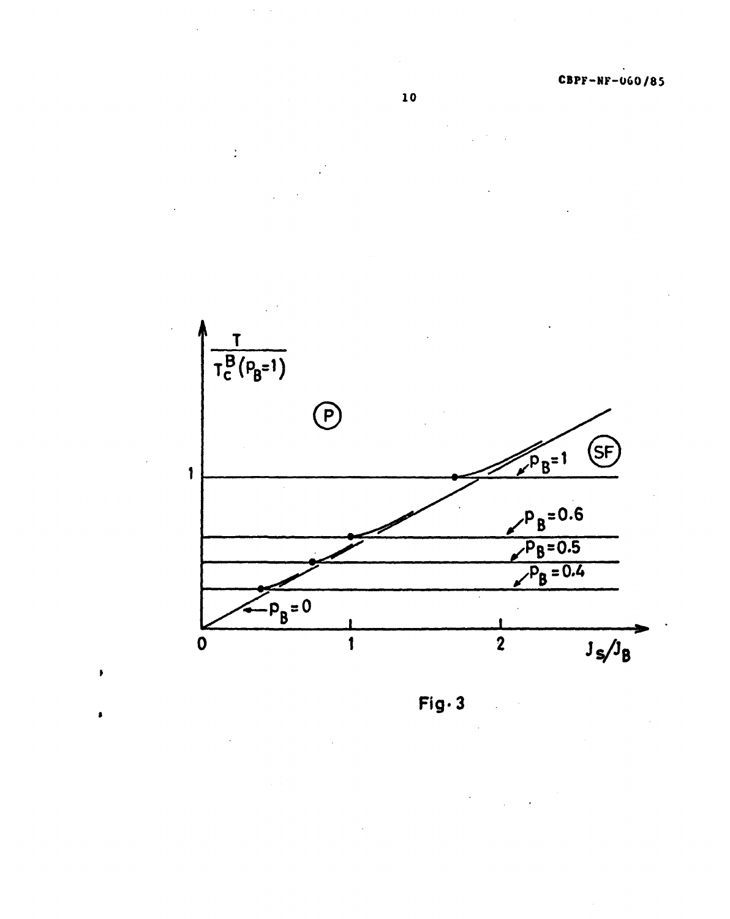Fig. 3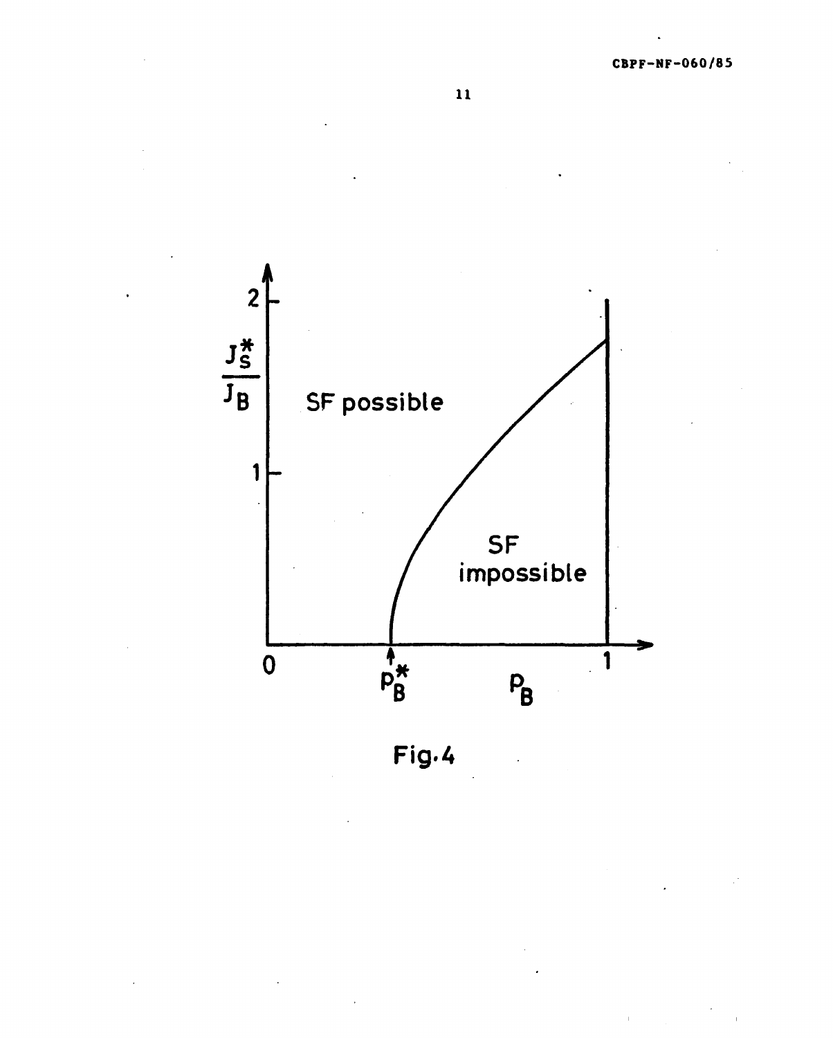2

$\frac{J_S^*}{J_B}$

SF possible

1

SF impossible

0

$p_B^*$

$p_B$

1

Fig.4